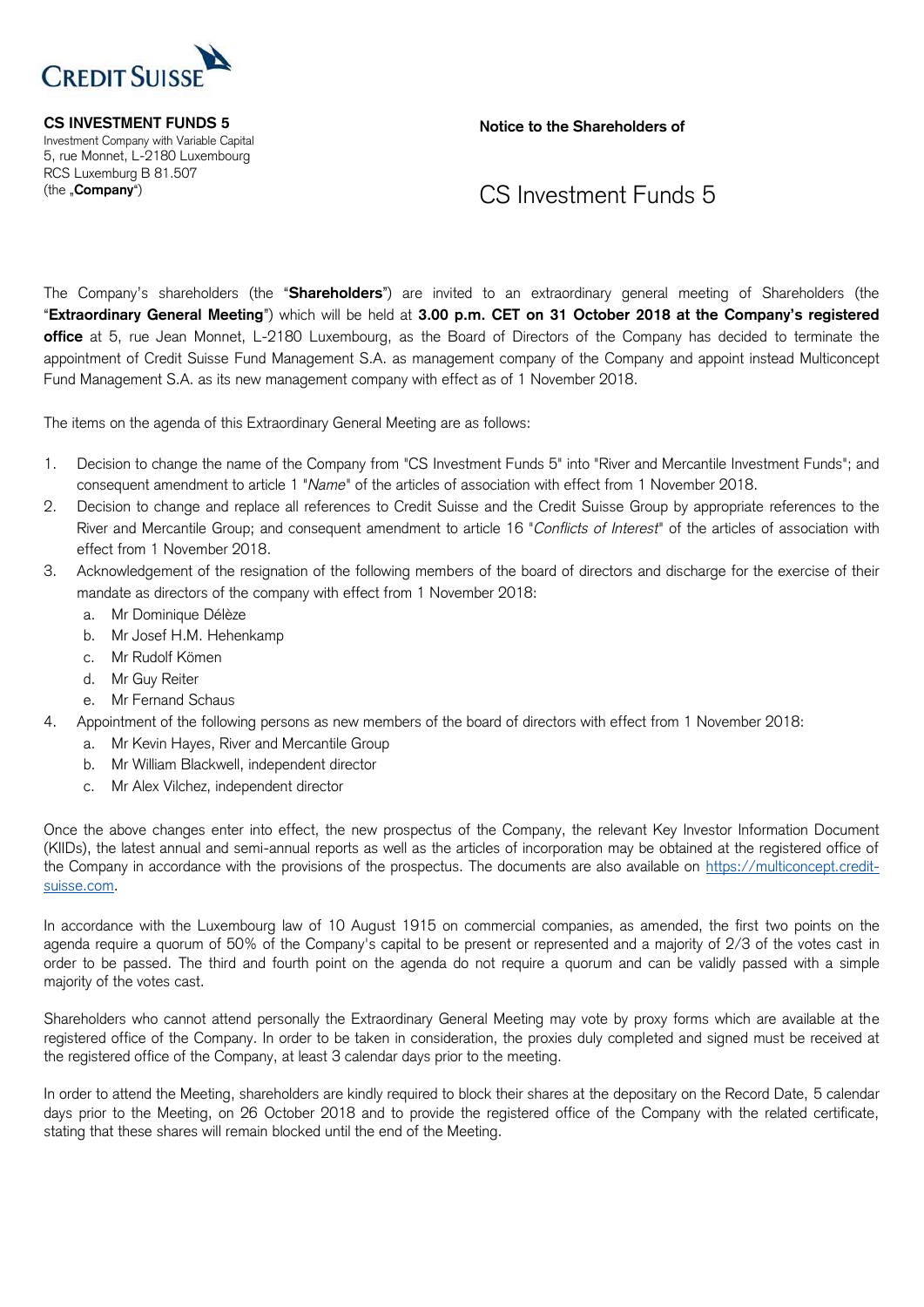CREDIT SUISSE

**CS INVESTMENT FUNDS 5**
Investment Company with Variable Capital
5, rue Monnet, L-2180 Luxembourg
RCS Luxembourg B 81.507
(the „**Company**")

**Notice to the Shareholders of**

# CS Investment Funds 5

The Company's shareholders (the "**Shareholders**") are invited to an extraordinary general meeting of Shareholders (the "**Extraordinary General Meeting**") which will be held at **3.00 p.m. CET on 31 October 2018 at the Company's registered office** at 5, rue Jean Monnet, L-2180 Luxembourg, as the Board of Directors of the Company has decided to terminate the appointment of Credit Suisse Fund Management S.A. as management company of the Company and appoint instead Multiconcept Fund Management S.A. as its new management company with effect as of 1 November 2018.

The items on the agenda of this Extraordinary General Meeting are as follows:

1. Decision to change the name of the Company from "CS Investment Funds 5" into "River and Mercantile Investment Funds"; and consequent amendment to article 1 "*Name*" of the articles of association with effect from 1 November 2018.
2. Decision to change and replace all references to Credit Suisse and the Credit Suisse Group by appropriate references to the River and Mercantile Group; and consequent amendment to article 16 "*Conflicts of Interest*" of the articles of association with effect from 1 November 2018.
3. Acknowledgement of the resignation of the following members of the board of directors and discharge for the exercise of their mandate as directors of the company with effect from 1 November 2018:
   a. Mr Dominique Délèze
   b. Mr Josef H.M. Hehenkamp
   c. Mr Rudolf Kömen
   d. Mr Guy Reiter
   e. Mr Fernand Schaus
4. Appointment of the following persons as new members of the board of directors with effect from 1 November 2018:
   a. Mr Kevin Hayes, River and Mercantile Group
   b. Mr William Blackwell, independent director
   c. Mr Alex Vilchez, independent director

Once the above changes enter into effect, the new prospectus of the Company, the relevant Key Investor Information Document (KIIDs), the latest annual and semi-annual reports as well as the articles of incorporation may be obtained at the registered office of the Company in accordance with the provisions of the prospectus. The documents are also available on https://multiconcept.credit-suisse.com.

In accordance with the Luxembourg law of 10 August 1915 on commercial companies, as amended, the first two points on the agenda require a quorum of 50% of the Company's capital to be present or represented and a majority of 2/3 of the votes cast in order to be passed. The third and fourth point on the agenda do not require a quorum and can be validly passed with a simple majority of the votes cast.

Shareholders who cannot attend personally the Extraordinary General Meeting may vote by proxy forms which are available at the registered office of the Company. In order to be taken in consideration, the proxies duly completed and signed must be received at the registered office of the Company, at least 3 calendar days prior to the meeting.

In order to attend the Meeting, shareholders are kindly required to block their shares at the depositary on the Record Date, 5 calendar days prior to the Meeting, on 26 October 2018 and to provide the registered office of the Company with the related certificate, stating that these shares will remain blocked until the end of the Meeting.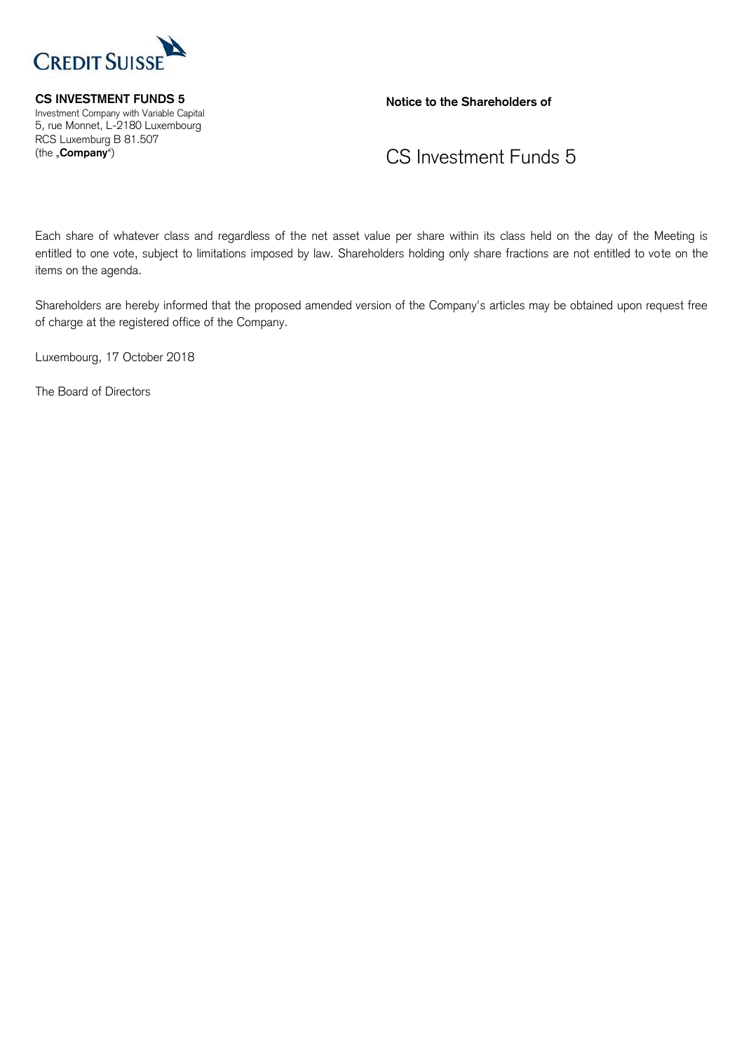**CS INVESTMENT FUNDS 5**
Investment Company with Variable Capital
5, rue Monnet, L-2180 Luxembourg
RCS Luxemburg B 81.507
(the „**Company**")

**Notice to the Shareholders of**

# CS Investment Funds 5

Each share of whatever class and regardless of the net asset value per share within its class held on the day of the Meeting is entitled to one vote, subject to limitations imposed by law. Shareholders holding only share fractions are not entitled to vote on the items on the agenda.

Shareholders are hereby informed that the proposed amended version of the Company's articles may be obtained upon request free of charge at the registered office of the Company.

Luxembourg, 17 October 2018

The Board of Directors